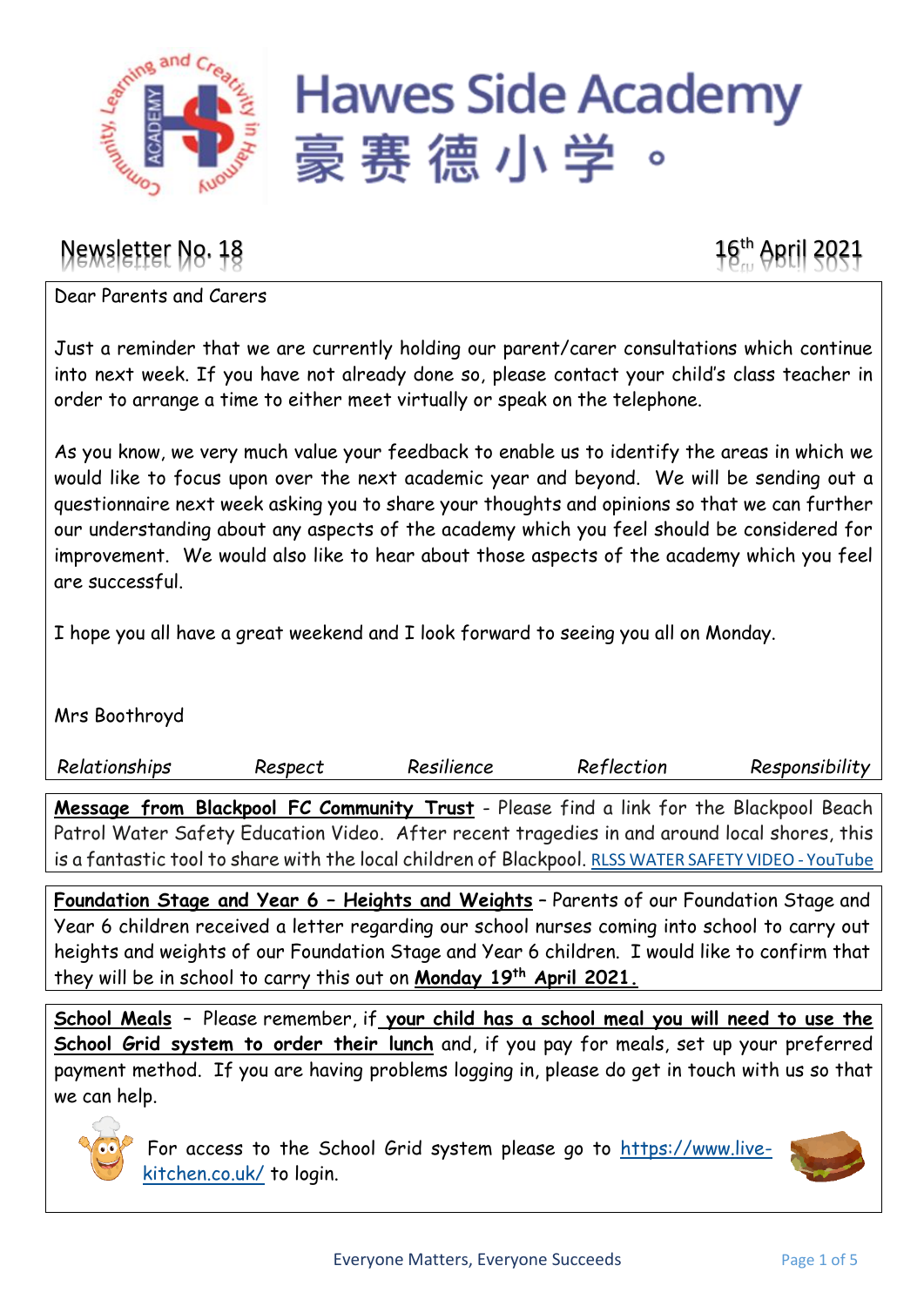# Hawes Side Academy

豪赛德小学。

**Newsletter No. 18** — **16th April 2021**

Dear Parents and Carers

Just a reminder that we are currently holding our parent/carer consultations which continue into next week. If you have not already done so, please contact your child's class teacher in order to arrange a time to either meet virtually or speak on the telephone.

As you know, we very much value your feedback to enable us to identify the areas in which we would like to focus upon over the next academic year and beyond. We will be sending out a questionnaire next week asking you to share your thoughts and opinions so that we can further our understanding about any aspects of the academy which you feel should be considered for improvement. We would also like to hear about those aspects of the academy which you feel are successful.

I hope you all have a great weekend and I look forward to seeing you all on Monday.

Mrs Boothroyd

*Relationships* *Respect* *Resilience* *Reflection* *Responsibility*

**Message from Blackpool FC Community Trust** - Please find a link for the Blackpool Beach Patrol Water Safety Education Video. After recent tragedies in and around local shores, this is a fantastic tool to share with the local children of Blackpool. RLSS WATER SAFETY VIDEO - YouTube

**Foundation Stage and Year 6 – Heights and Weights** – Parents of our Foundation Stage and Year 6 children received a letter regarding our school nurses coming into school to carry out heights and weights of our Foundation Stage and Year 6 children. I would like to confirm that they will be in school to carry this out on **Monday 19th April 2021.**

**School Meals** – Please remember, if **your child has a school meal you will need to use the School Grid system to order their lunch** and, if you pay for meals, set up your preferred payment method. If you are having problems logging in, please do get in touch with us so that we can help.

For access to the School Grid system please go to https://www.live-kitchen.co.uk/ to login.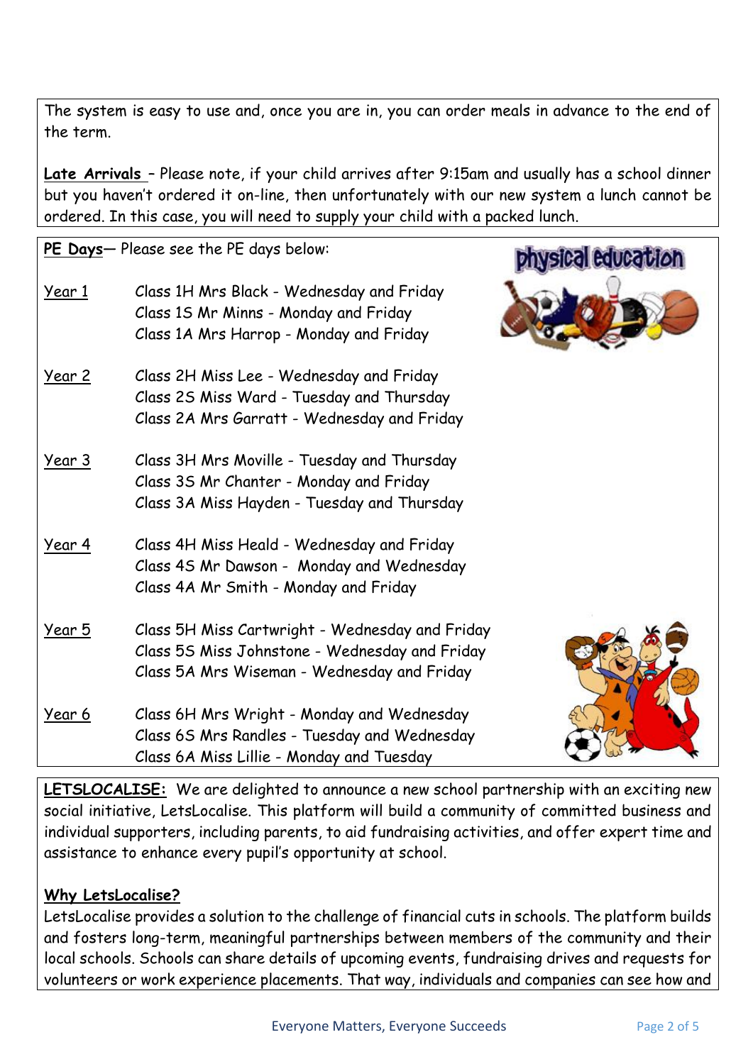The system is easy to use and, once you are in, you can order meals in advance to the end of the term.

**Late Arrivals** – Please note, if your child arrives after 9:15am and usually has a school dinner but you haven't ordered it on-line, then unfortunately with our new system a lunch cannot be ordered. In this case, you will need to supply your child with a packed lunch.

**PE Days**— Please see the PE days below:

**Year 1**
- Class 1H Mrs Black - Wednesday and Friday
- Class 1S Mr Minns - Monday and Friday
- Class 1A Mrs Harrop - Monday and Friday

**Year 2**
- Class 2H Miss Lee - Wednesday and Friday
- Class 2S Miss Ward - Tuesday and Thursday
- Class 2A Mrs Garratt - Wednesday and Friday

**Year 3**
- Class 3H Mrs Moville - Tuesday and Thursday
- Class 3S Mr Chanter - Monday and Friday
- Class 3A Miss Hayden - Tuesday and Thursday

**Year 4**
- Class 4H Miss Heald - Wednesday and Friday
- Class 4S Mr Dawson - Monday and Wednesday
- Class 4A Mr Smith - Monday and Friday

**Year 5**
- Class 5H Miss Cartwright - Wednesday and Friday
- Class 5S Miss Johnstone - Wednesday and Friday
- Class 5A Mrs Wiseman - Wednesday and Friday

**Year 6**
- Class 6H Mrs Wright - Monday and Wednesday
- Class 6S Mrs Randles - Tuesday and Wednesday
- Class 6A Miss Lillie - Monday and Tuesday

**LETSLOCALISE:** We are delighted to announce a new school partnership with an exciting new social initiative, LetsLocalise. This platform will build a community of committed business and individual supporters, including parents, to aid fundraising activities, and offer expert time and assistance to enhance every pupil's opportunity at school.

**Why LetsLocalise?**

LetsLocalise provides a solution to the challenge of financial cuts in schools. The platform builds and fosters long-term, meaningful partnerships between members of the community and their local schools. Schools can share details of upcoming events, fundraising drives and requests for volunteers or work experience placements. That way, individuals and companies can see how and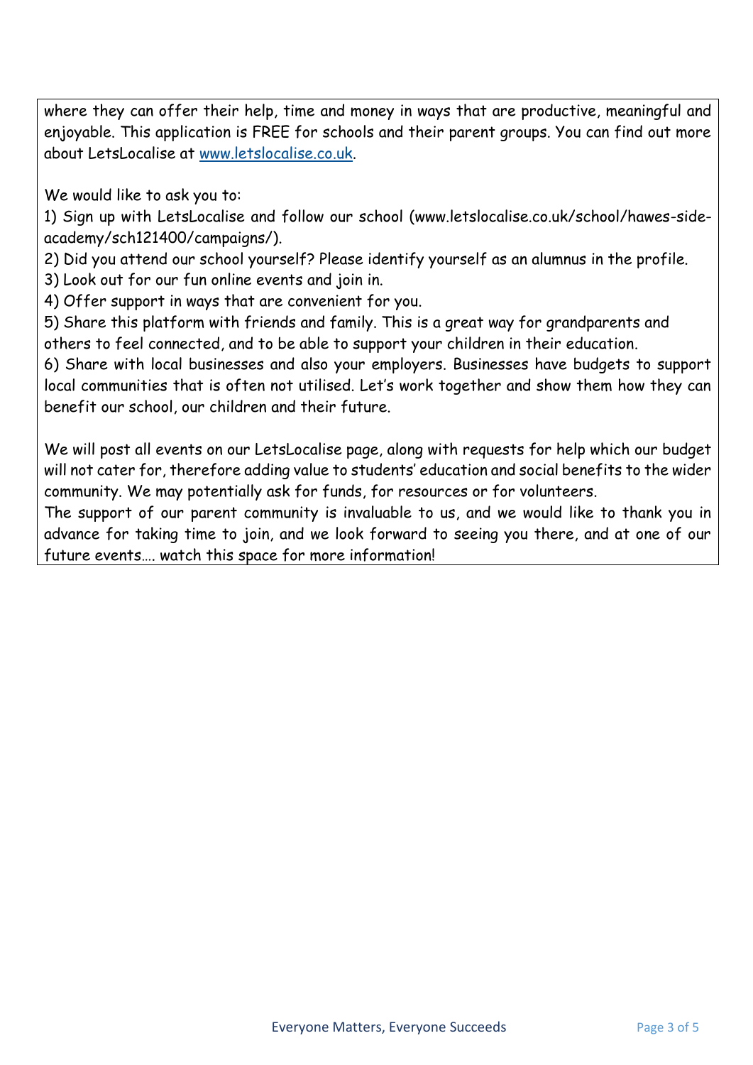where they can offer their help, time and money in ways that are productive, meaningful and enjoyable. This application is FREE for schools and their parent groups. You can find out more about LetsLocalise at [www.letslocalise.co.uk](http://www.letslocalise.co.uk).

We would like to ask you to:

1) Sign up with LetsLocalise and follow our school (www.letslocalise.co.uk/school/hawes-side-academy/sch121400/campaigns/).
2) Did you attend our school yourself? Please identify yourself as an alumnus in the profile.
3) Look out for our fun online events and join in.
4) Offer support in ways that are convenient for you.
5) Share this platform with friends and family. This is a great way for grandparents and others to feel connected, and to be able to support your children in their education.
6) Share with local businesses and also your employers. Businesses have budgets to support local communities that is often not utilised. Let's work together and show them how they can benefit our school, our children and their future.

We will post all events on our LetsLocalise page, along with requests for help which our budget will not cater for, therefore adding value to students' education and social benefits to the wider community. We may potentially ask for funds, for resources or for volunteers.

The support of our parent community is invaluable to us, and we would like to thank you in advance for taking time to join, and we look forward to seeing you there, and at one of our future events…. watch this space for more information!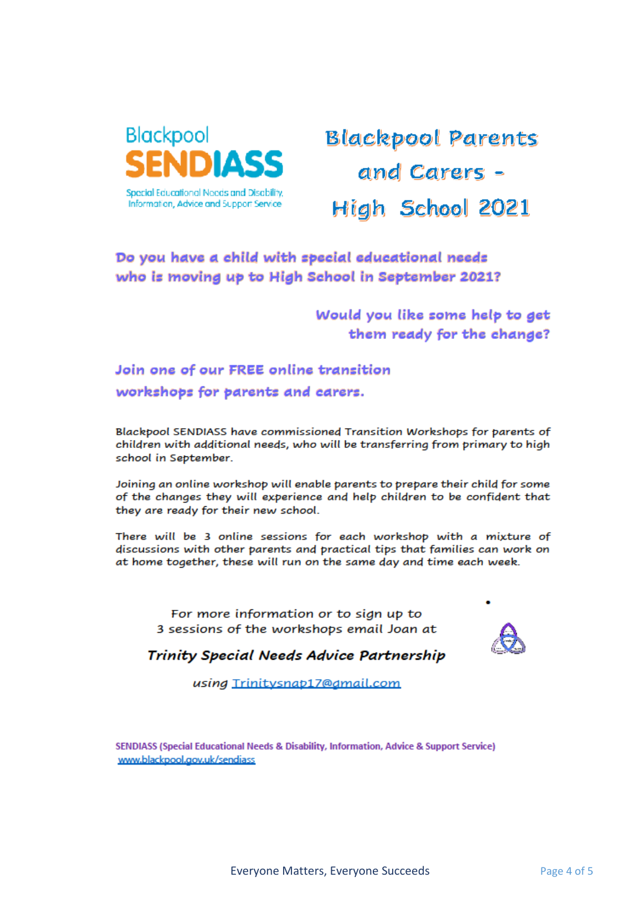Blackpool **SENDIASS**

Special Educational Needs and Disability, Information, Advice and Support Service

# Blackpool Parents and Carers - High School 2021

## Do you have a child with special educational needs who is moving up to High School in September 2021?

## Would you like some help to get them ready for the change?

## Join one of our FREE online transition workshops for parents and carers.

Blackpool SENDIASS have commissioned Transition Workshops for parents of children with additional needs, who will be transferring from primary to high school in September.

Joining an online workshop will enable parents to prepare their child for some of the changes they will experience and help children to be confident that they are ready for their new school.

There will be 3 online sessions for each workshop with a mixture of discussions with other parents and practical tips that families can work on at home together, these will run on the same day and time each week.

For more information or to sign up to 3 sessions of the workshops email Joan at

***Trinity Special Needs Advice Partnership***

*using* Trinitysnap17@gmail.com

**SENDIASS (Special Educational Needs & Disability, Information, Advice & Support Service)**
www.blackpool.gov.uk/sendiass

Everyone Matters, Everyone Succeeds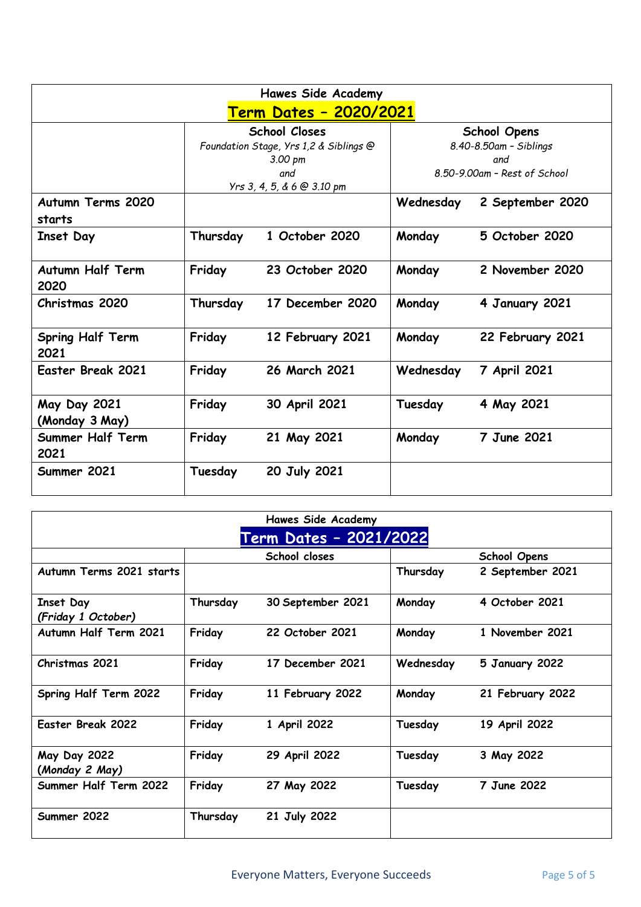**Hawes Side Academy**

## Term Dates – 2020/2021

| | School Closes<br>*Foundation Stage, Yrs 1,2 & Siblings @ 3.00 pm and Yrs 3, 4, 5, & 6 @ 3.10 pm* | | School Opens<br>*8.40-8.50am – Siblings and 8.50-9.00am – Rest of School* | |
|---|---|---|---|---|
| Autumn Terms 2020 starts | | | Wednesday | 2 September 2020 |
| Inset Day | Thursday | 1 October 2020 | Monday | 5 October 2020 |
| Autumn Half Term 2020 | Friday | 23 October 2020 | Monday | 2 November 2020 |
| Christmas 2020 | Thursday | 17 December 2020 | Monday | 4 January 2021 |
| Spring Half Term 2021 | Friday | 12 February 2021 | Monday | 22 February 2021 |
| Easter Break 2021 | Friday | 26 March 2021 | Wednesday | 7 April 2021 |
| May Day 2021 (Monday 3 May) | Friday | 30 April 2021 | Tuesday | 4 May 2021 |
| Summer Half Term 2021 | Friday | 21 May 2021 | Monday | 7 June 2021 |
| Summer 2021 | Tuesday | 20 July 2021 | | |

**Hawes Side Academy**

## Term Dates – 2021/2022

| | School closes | | School Opens | |
|---|---|---|---|---|
| Autumn Terms 2021 starts | | | Thursday | 2 September 2021 |
| Inset Day *(Friday 1 October)* | Thursday | 30 September 2021 | Monday | 4 October 2021 |
| Autumn Half Term 2021 | Friday | 22 October 2021 | Monday | 1 November 2021 |
| Christmas 2021 | Friday | 17 December 2021 | Wednesday | 5 January 2022 |
| Spring Half Term 2022 | Friday | 11 February 2022 | Monday | 21 February 2022 |
| Easter Break 2022 | Friday | 1 April 2022 | Tuesday | 19 April 2022 |
| May Day 2022 *(Monday 2 May)* | Friday | 29 April 2022 | Tuesday | 3 May 2022 |
| Summer Half Term 2022 | Friday | 27 May 2022 | Tuesday | 7 June 2022 |
| Summer 2022 | Thursday | 21 July 2022 | | |

Everyone Matters, Everyone Succeeds